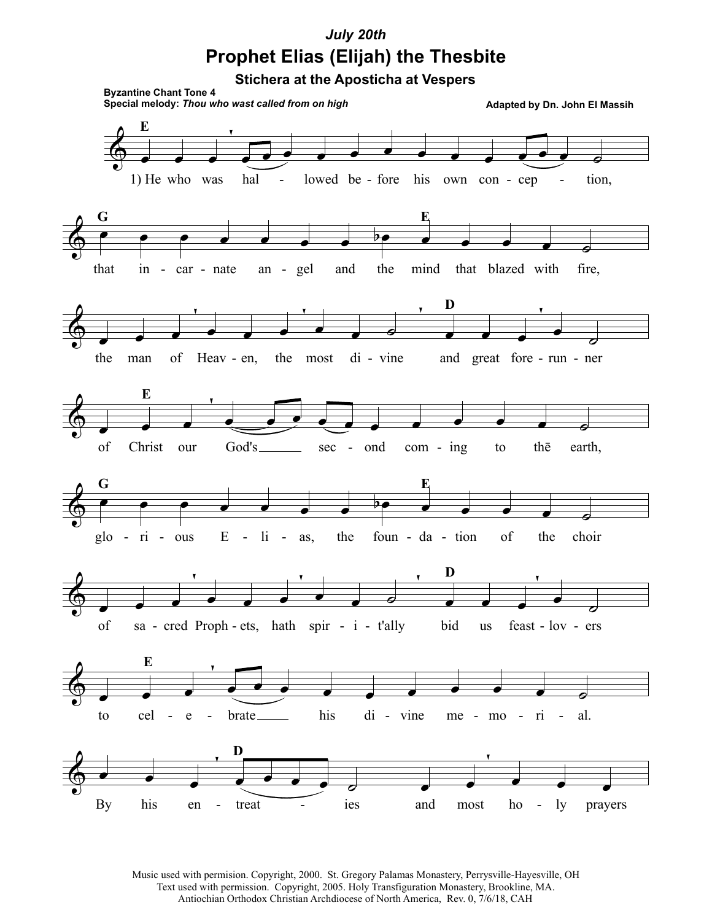*July 20th*

# Prophet Elias (Elijah) the Thesbite

## Stichera at the Aposticha at Vespers

**Byzantine Chant Tone 4**
**Special melody:** ***Thou who wast called from on high***

**Adapted by Dn. John El Massih**

1) He who was hal - lowed be - fore his own con - cep - tion,
that in - car - nate an - gel and the mind that blazed with fire,
the man of Heav - en, the most di - vine and great fore - run - ner
of Christ our God's sec - ond com - ing to thē earth,
glo - ri - ous E - li - as, the foun - da - tion of the choir
of sa - cred Proph - ets, hath spir - i - t'ally bid us feast - lov - ers
to cel - e - brate his di - vine me - mo - ri - al.
By his en - treat - ies and most ho - ly prayers

Music used with permision. Copyright, 2000. St. Gregory Palamas Monastery, Perrysville-Hayesville, OH
Text used with permission. Copyright, 2005. Holy Transfiguration Monastery, Brookline, MA.
Antiochian Orthodox Christian Archdiocese of North America, Rev. 0, 7/6/18, CAH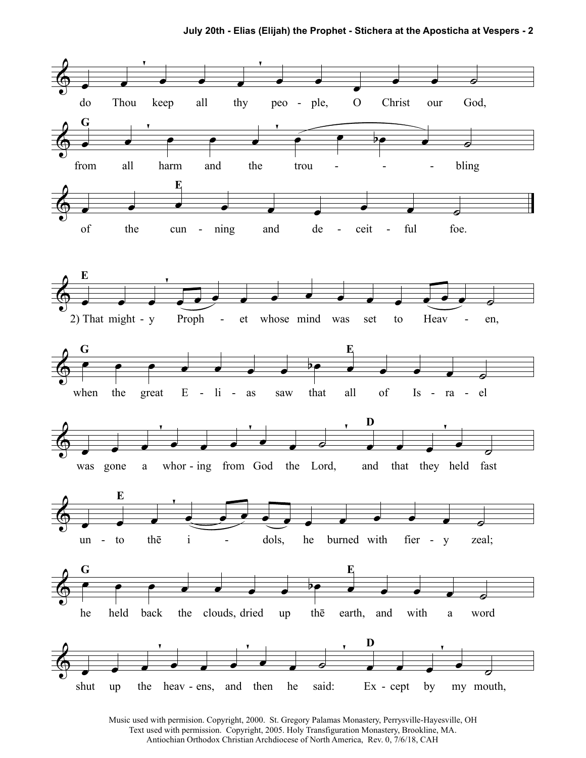do Thou keep all thy peo - ple, O Christ our God,

G

from all harm and the trou - - - bling

E

of the cun - ning and de - ceit - ful foe.

E

2) That might - y Proph - et whose mind was set to Heav - en,

G E

when the great E - li - as saw that all of Is - ra - el

D

was gone a whor - ing from God the Lord, and that they held fast

E

un - to thē i - dols, he burned with fier - y zeal;

G E

he held back the clouds, dried up thē earth, and with a word

D

shut up the heav - ens, and then he said: Ex - cept by my mouth,

Music used with permision. Copyright, 2000. St. Gregory Palamas Monastery, Perrysville-Hayesville, OH
Text used with permission. Copyright, 2005. Holy Transfiguration Monastery, Brookline, MA.
Antiochian Orthodox Christian Archdiocese of North America, Rev. 0, 7/6/18, CAH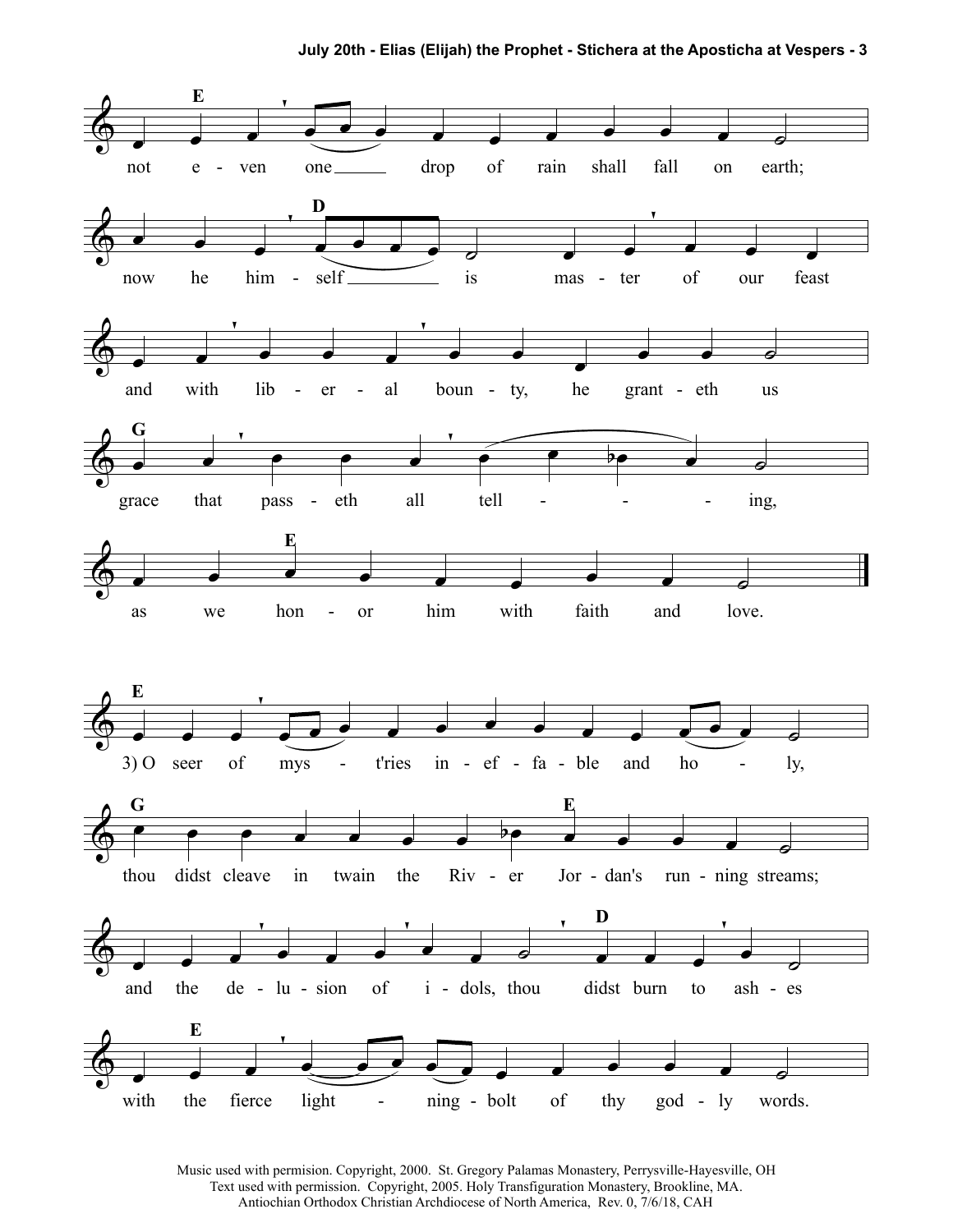E

not e - ven one drop of rain shall fall on earth;

D

now he him - self is mas - ter of our feast

and with lib - er - al boun - ty, he grant - eth us

G

grace that pass - eth all tell - - - ing,

E

as we hon - or him with faith and love.

E

3) O seer of mys - t'ries in - ef - fa - ble and ho - ly,

G E

thou didst cleave in twain the Riv - er Jor - dan's run - ning streams;

D

and the de - lu - sion of i - dols, thou didst burn to ash - es

E

with the fierce light - ning - bolt of thy god - ly words.

Music used with permision. Copyright, 2000. St. Gregory Palamas Monastery, Perrysville-Hayesville, OH
Text used with permission. Copyright, 2005. Holy Transfiguration Monastery, Brookline, MA.
Antiochian Orthodox Christian Archdiocese of North America, Rev. 0, 7/6/18, CAH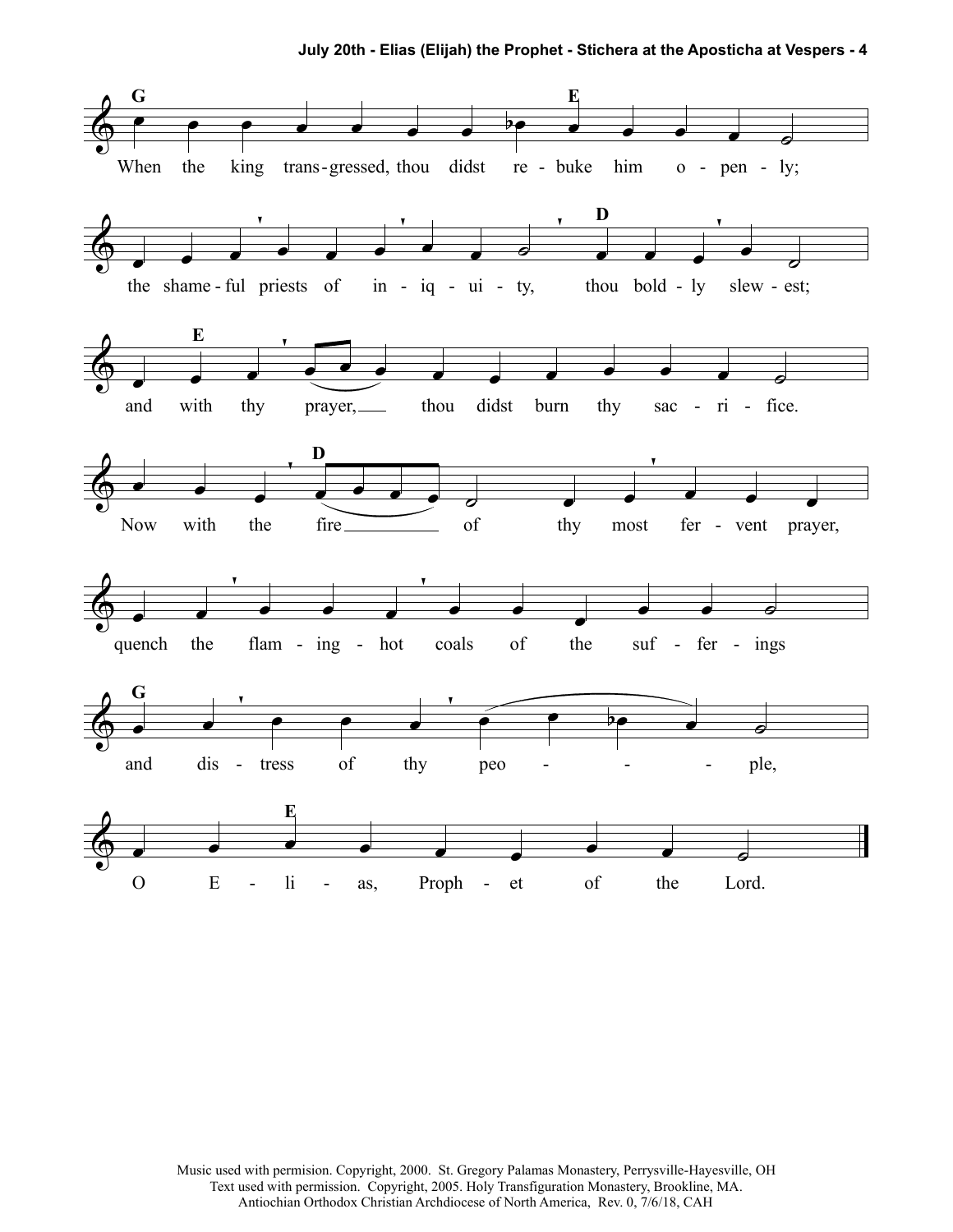When the king trans-gressed, thou didst re-buke him o-pen-ly;

the shame-ful priests of in-iq-ui-ty, thou bold-ly slew-est;

and with thy prayer, thou didst burn thy sac-ri-fice.

Now with the fire of thy most fer-vent prayer,

quench the flam-ing-hot coals of the suf-fer-ings

and dis-tress of thy peo-ple,

O E-li-as, Proph-et of the Lord.

Music used with permision. Copyright, 2000. St. Gregory Palamas Monastery, Perrysville-Hayesville, OH
Text used with permission. Copyright, 2005. Holy Transfiguration Monastery, Brookline, MA.
Antiochian Orthodox Christian Archdiocese of North America, Rev. 0, 7/6/18, CAH